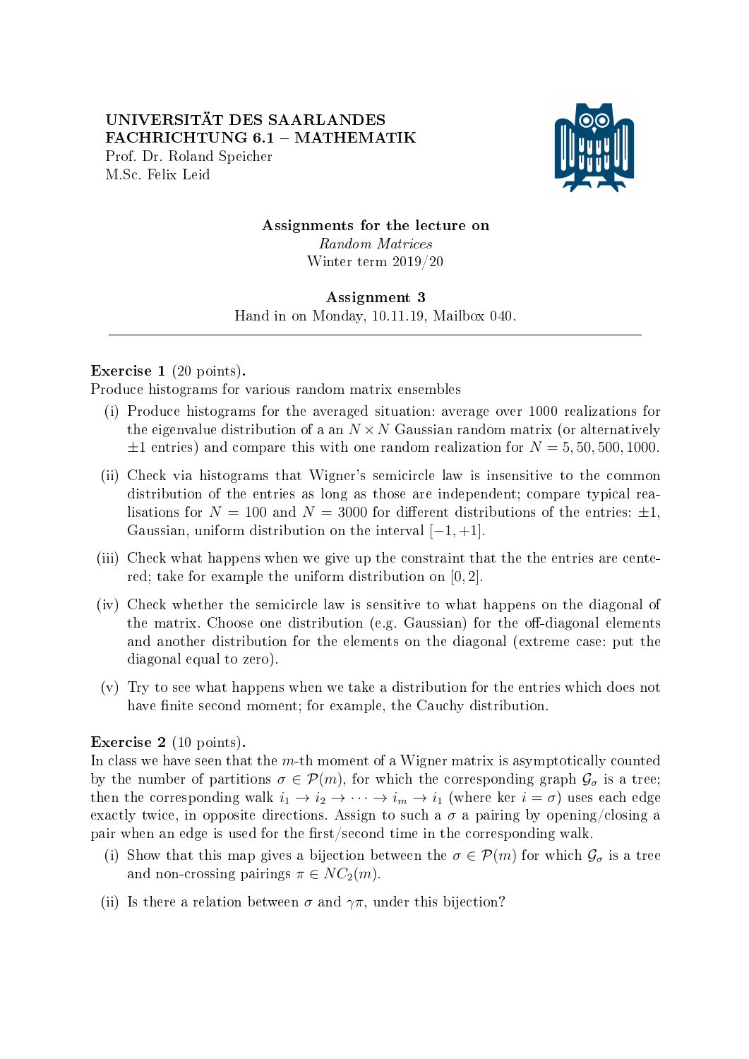UNIVERSITÄT DES SAARLANDES
FACHRICHTUNG 6.1 – MATHEMATIK
Prof. Dr. Roland Speicher
M.Sc. Felix Leid

**Assignments for the lecture on**
*Random Matrices*
Winter term 2019/20

**Assignment 3**
Hand in on Monday, 10.11.19, Mailbox 040.

---

**Exercise 1** (20 points).
Produce histograms for various random matrix ensembles

(i) Produce histograms for the averaged situation: average over 1000 realizations for the eigenvalue distribution of a an $N \times N$ Gaussian random matrix (or alternatively $\pm 1$ entries) and compare this with one random realization for $N = 5, 50, 500, 1000$.

(ii) Check via histograms that Wigner's semicircle law is insensitive to the common distribution of the entries as long as those are independent; compare typical realisations for $N = 100$ and $N = 3000$ for different distributions of the entries: $\pm 1$, Gaussian, uniform distribution on the interval $[-1, +1]$.

(iii) Check what happens when we give up the constraint that the the entries are centered; take for example the uniform distribution on $[0, 2]$.

(iv) Check whether the semicircle law is sensitive to what happens on the diagonal of the matrix. Choose one distribution (e.g. Gaussian) for the off-diagonal elements and another distribution for the elements on the diagonal (extreme case: put the diagonal equal to zero).

(v) Try to see what happens when we take a distribution for the entries which does not have finite second moment; for example, the Cauchy distribution.

**Exercise 2** (10 points).
In class we have seen that the $m$-th moment of a Wigner matrix is asymptotically counted by the number of partitions $\sigma \in \mathcal{P}(m)$, for which the corresponding graph $\mathcal{G}_\sigma$ is a tree; then the corresponding walk $i_1 \to i_2 \to \cdots \to i_m \to i_1$ (where $\ker i = \sigma$) uses each edge exactly twice, in opposite directions. Assign to such a $\sigma$ a pairing by opening/closing a pair when an edge is used for the first/second time in the corresponding walk.

(i) Show that this map gives a bijection between the $\sigma \in \mathcal{P}(m)$ for which $\mathcal{G}_\sigma$ is a tree and non-crossing pairings $\pi \in NC_2(m)$.

(ii) Is there a relation between $\sigma$ and $\gamma\pi$, under this bijection?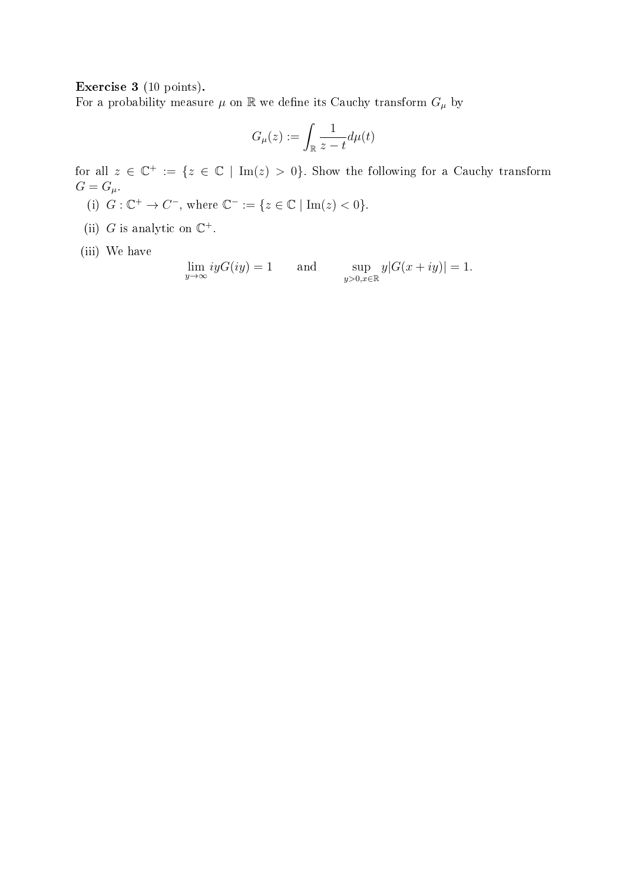**Exercise 3** (10 points).

For a probability measure $\mu$ on $\mathbb{R}$ we define its Cauchy transform $G_\mu$ by

$$G_\mu(z) := \int_{\mathbb{R}} \frac{1}{z-t} d\mu(t)$$

for all $z \in \mathbb{C}^+ := \{z \in \mathbb{C} \mid \text{Im}(z) > 0\}$. Show the following for a Cauchy transform $G = G_\mu$.

(i) $G : \mathbb{C}^+ \to C^-$, where $\mathbb{C}^- := \{z \in \mathbb{C} \mid \text{Im}(z) < 0\}$.

(ii) $G$ is analytic on $\mathbb{C}^+$.

(iii) We have

$$\lim_{y \to \infty} iyG(iy) = 1 \qquad \text{and} \qquad \sup_{y>0, x \in \mathbb{R}} y|G(x+iy)| = 1.$$